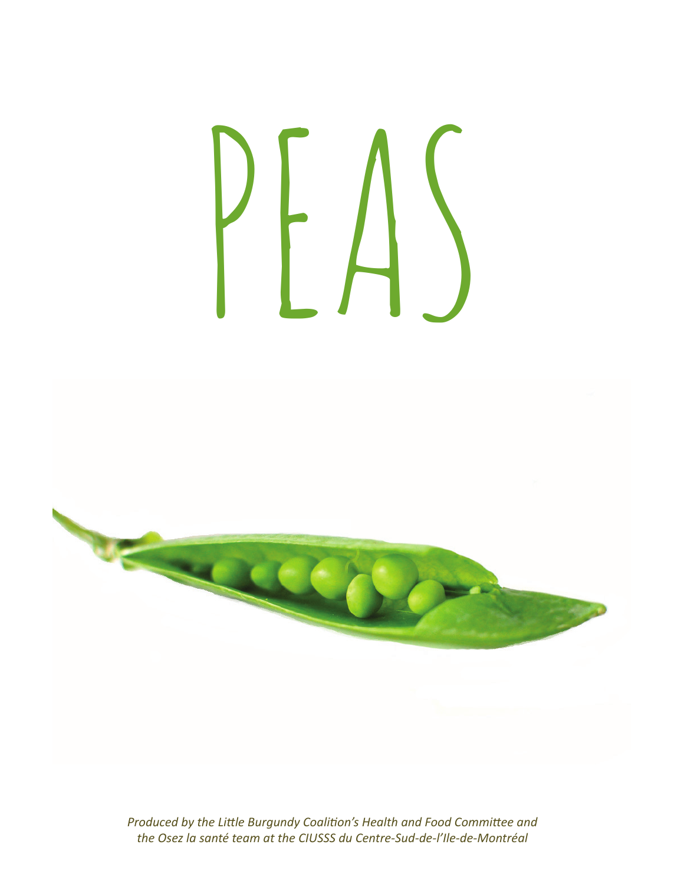# PEAS

*Produced by the Little Burgundy Coalition's Health and Food Committee and the Osez la santé team at the CIUSSS du Centre-Sud-de-l'Ile-de-Montréal*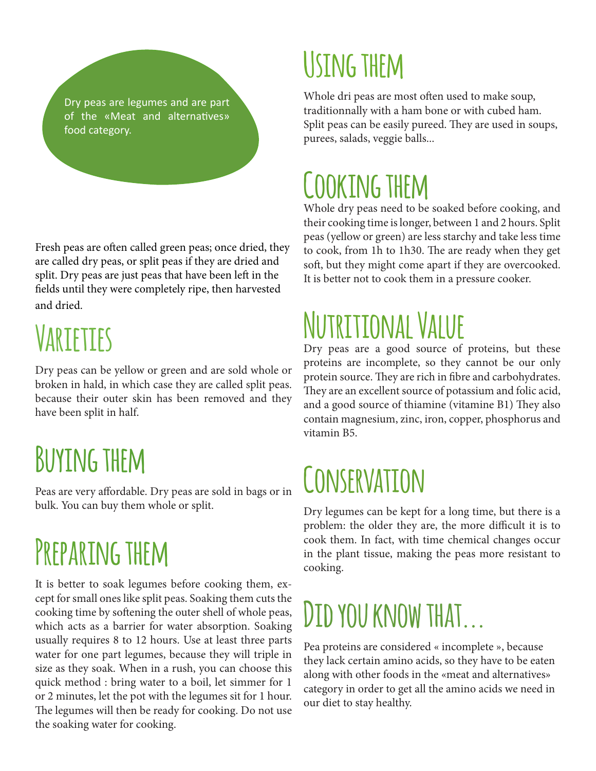Dry peas are legumes and are part of the «Meat and alternatives» food category.

Fresh peas are often called green peas; once dried, they are called dry peas, or split peas if they are dried and split. Dry peas are just peas that have been left in the fields until they were completely ripe, then harvested and dried.

## Varieties

Dry peas can be yellow or green and are sold whole or broken in hald, in which case they are called split peas. because their outer skin has been removed and they have been split in half.

## Buying them

Peas are very affordable. Dry peas are sold in bags or in bulk. You can buy them whole or split.

## Preparing them

It is better to soak legumes before cooking them, except for small ones like split peas. Soaking them cuts the cooking time by softening the outer shell of whole peas, which acts as a barrier for water absorption. Soaking usually requires 8 to 12 hours. Use at least three parts water for one part legumes, because they will triple in size as they soak. When in a rush, you can choose this quick method : bring water to a boil, let simmer for 1 or 2 minutes, let the pot with the legumes sit for 1 hour. The legumes will then be ready for cooking. Do not use the soaking water for cooking.

## Using them

Whole dri peas are most often used to make soup, traditionnally with a ham bone or with cubed ham. Split peas can be easily pureed. They are used in soups, purees, salads, veggie balls...

## Cooking them

Whole dry peas need to be soaked before cooking, and their cooking time is longer, between 1 and 2 hours. Split peas (yellow or green) are less starchy and take less time to cook, from 1h to 1h30. The are ready when they get soft, but they might come apart if they are overcooked. It is better not to cook them in a pressure cooker.

## Nutritional Value

Dry peas are a good source of proteins, but these proteins are incomplete, so they cannot be our only protein source. They are rich in fibre and carbohydrates. They are an excellent source of potassium and folic acid, and a good source of thiamine (vitamine B1) They also contain magnesium, zinc, iron, copper, phosphorus and vitamin B5.

## Conservation

Dry legumes can be kept for a long time, but there is a problem: the older they are, the more difficult it is to cook them. In fact, with time chemical changes occur in the plant tissue, making the peas more resistant to cooking.

## Did you know that...

Pea proteins are considered « incomplete », because they lack certain amino acids, so they have to be eaten along with other foods in the «meat and alternatives» category in order to get all the amino acids we need in our diet to stay healthy.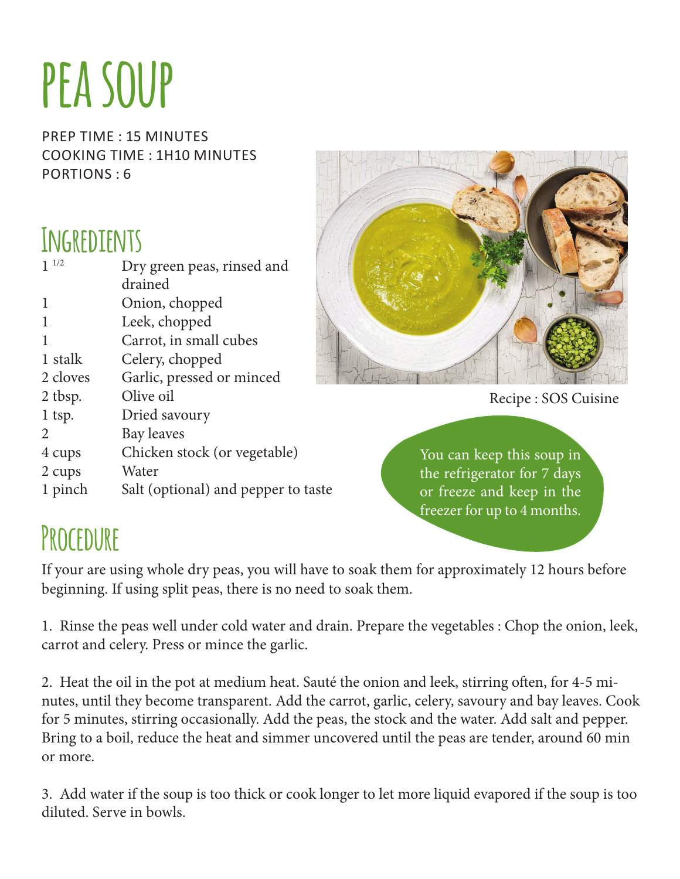# PEA SOUP

PREP TIME : 15 MINUTES
COOKING TIME : 1H10 MINUTES
PORTIONS : 6

## Ingredients

| | |
|---|---|
| 1 1/2 | Dry green peas, rinsed and drained |
| 1 | Onion, chopped |
| 1 | Leek, chopped |
| 1 | Carrot, in small cubes |
| 1 stalk | Celery, chopped |
| 2 cloves | Garlic, pressed or minced |
| 2 tbsp. | Olive oil |
| 1 tsp. | Dried savoury |
| 2 | Bay leaves |
| 4 cups | Chicken stock (or vegetable) |
| 2 cups | Water |
| 1 pinch | Salt (optional) and pepper to taste |

Recipe : SOS Cuisine

You can keep this soup in the refrigerator for 7 days or freeze and keep in the freezer for up to 4 months.

## Procedure

If your are using whole dry peas, you will have to soak them for approximately 12 hours before beginning. If using split peas, there is no need to soak them.

1. Rinse the peas well under cold water and drain. Prepare the vegetables : Chop the onion, leek, carrot and celery. Press or mince the garlic.

2. Heat the oil in the pot at medium heat. Sauté the onion and leek, stirring often, for 4-5 minutes, until they become transparent. Add the carrot, garlic, celery, savoury and bay leaves. Cook for 5 minutes, stirring occasionally. Add the peas, the stock and the water. Add salt and pepper. Bring to a boil, reduce the heat and simmer uncovered until the peas are tender, around 60 min or more.

3. Add water if the soup is too thick or cook longer to let more liquid evaporated if the soup is too diluted. Serve in bowls.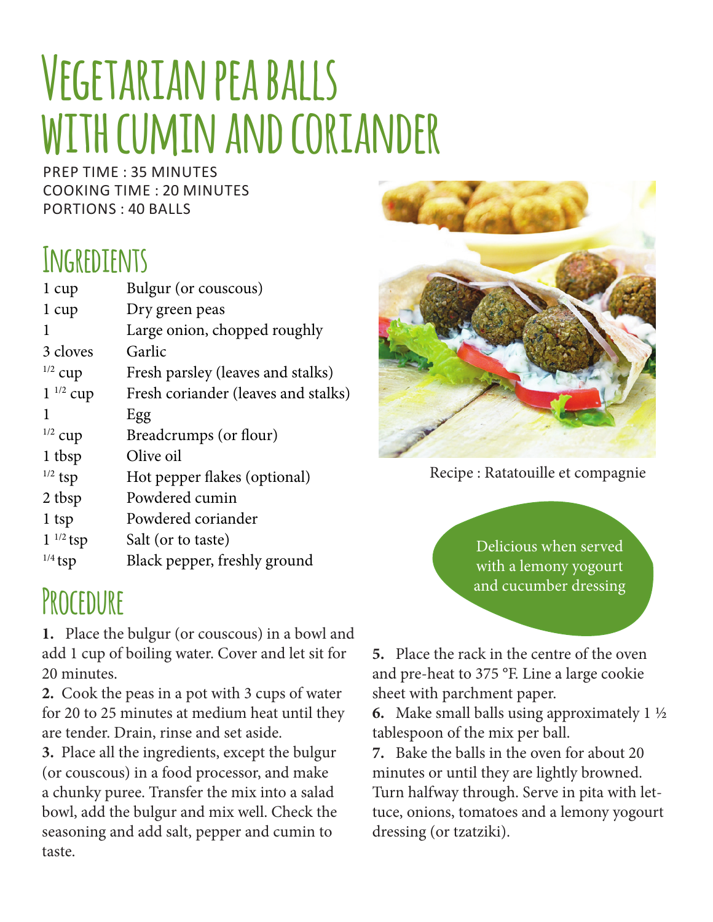# Vegetarian pea balls with cumin and coriander

PREP TIME : 35 MINUTES
COOKING TIME : 20 MINUTES
PORTIONS : 40 BALLS

## Ingredients

| | |
|---|---|
| 1 cup | Bulgur (or couscous) |
| 1 cup | Dry green peas |
| 1 | Large onion, chopped roughly |
| 3 cloves | Garlic |
| 1/2 cup | Fresh parsley (leaves and stalks) |
| 1 1/2 cup | Fresh coriander (leaves and stalks) |
| 1 | Egg |
| 1/2 cup | Breadcrumps (or flour) |
| 1 tbsp | Olive oil |
| 1/2 tsp | Hot pepper flakes (optional) |
| 2 tbsp | Powdered cumin |
| 1 tsp | Powdered coriander |
| 1 1/2 tsp | Salt (or to taste) |
| 1/4 tsp | Black pepper, freshly ground |

Recipe : Ratatouille et compagnie

Delicious when served with a lemony yogourt and cucumber dressing

## Procedure

**1.** Place the bulgur (or couscous) in a bowl and add 1 cup of boiling water. Cover and let sit for 20 minutes.

**2.** Cook the peas in a pot with 3 cups of water for 20 to 25 minutes at medium heat until they are tender. Drain, rinse and set aside.

**3.** Place all the ingredients, except the bulgur (or couscous) in a food processor, and make a chunky puree. Transfer the mix into a salad bowl, add the bulgur and mix well. Check the seasoning and add salt, pepper and cumin to taste.

**5.** Place the rack in the centre of the oven and pre-heat to 375 °F. Line a large cookie sheet with parchment paper.

**6.** Make small balls using approximately 1 ½ tablespoon of the mix per ball.

**7.** Bake the balls in the oven for about 20 minutes or until they are lightly browned. Turn halfway through. Serve in pita with lettuce, onions, tomatoes and a lemony yogourt dressing (or tzatziki).